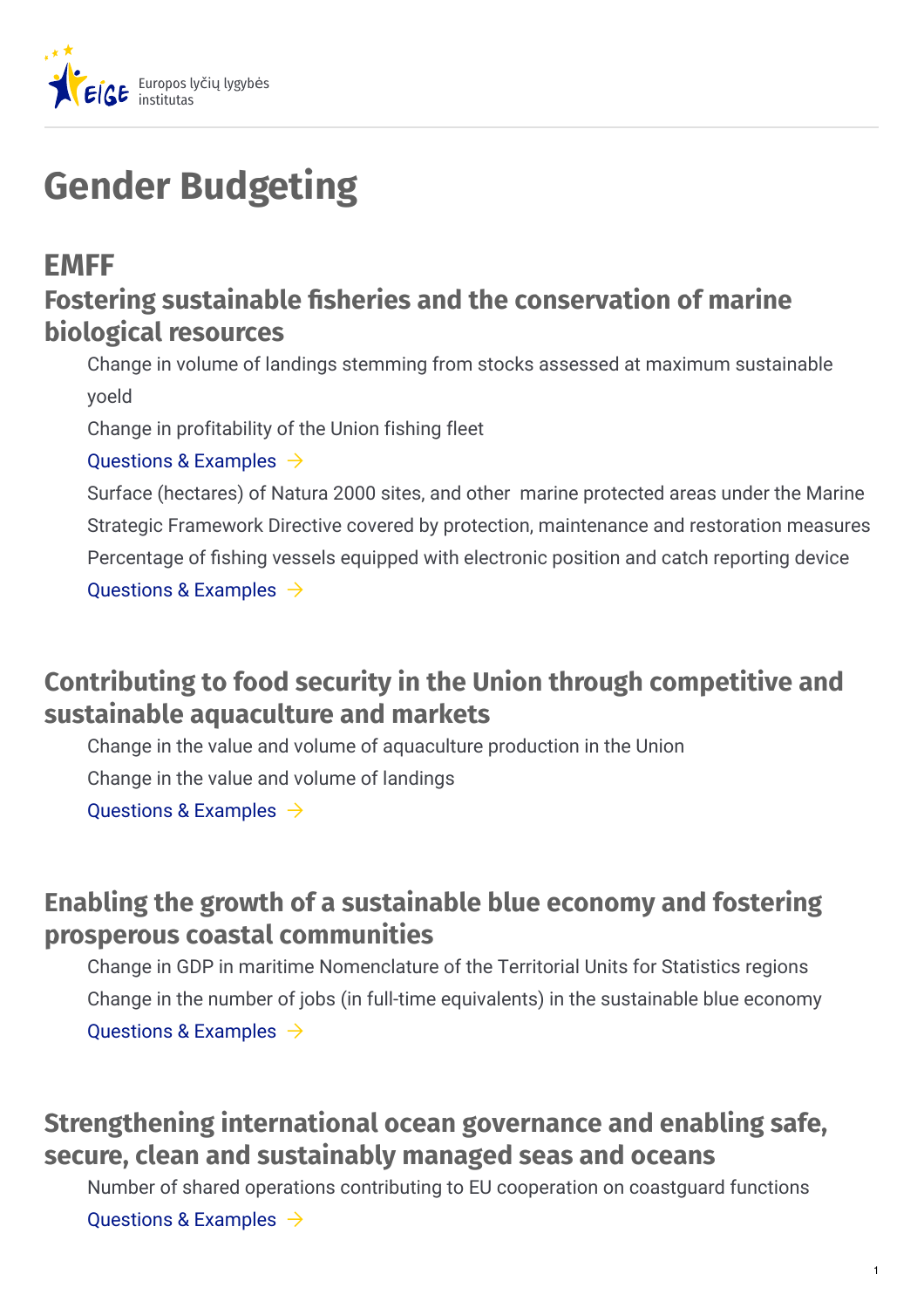Europos lyčių lygybės institutas

# Gender Budgeting

## EMFF

### Fostering sustainable fisheries and the conservation of marine biological resources

Change in volume of landings stemming from stocks assessed at maximum sustainable yoeld

Change in profitability of the Union fishing fleet

Questions & Examples →

Surface (hectares) of Natura 2000 sites, and other marine protected areas under the Marine Strategic Framework Directive covered by protection, maintenance and restoration measures

Percentage of fishing vessels equipped with electronic position and catch reporting device

Questions & Examples →

### Contributing to food security in the Union through competitive and sustainable aquaculture and markets

Change in the value and volume of aquaculture production in the Union

Change in the value and volume of landings

Questions & Examples →

### Enabling the growth of a sustainable blue economy and fostering prosperous coastal communities

Change in GDP in maritime Nomenclature of the Territorial Units for Statistics regions

Change in the number of jobs (in full-time equivalents) in the sustainable blue economy

Questions & Examples →

### Strengthening international ocean governance and enabling safe, secure, clean and sustainably managed seas and oceans

Number of shared operations contributing to EU cooperation on coastguard functions

Questions & Examples →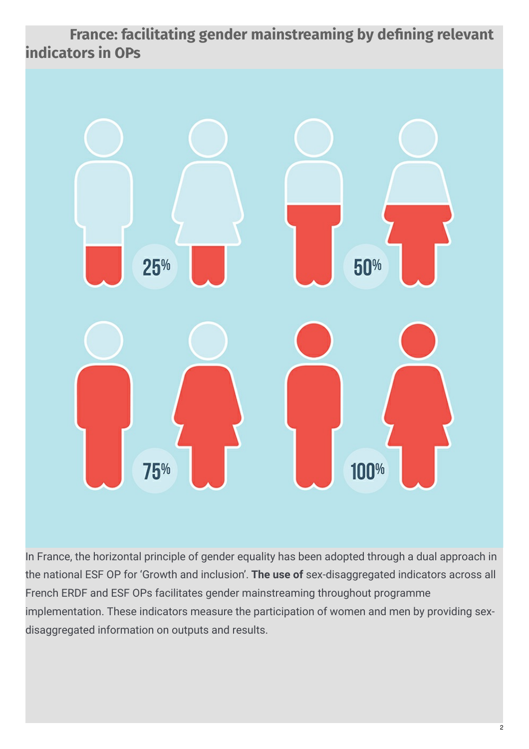## France: facilitating gender mainstreaming by defining relevant indicators in OPs

In France, the horizontal principle of gender equality has been adopted through a dual approach in the national ESF OP for 'Growth and inclusion'. **The use of** sex-disaggregated indicators across all French ERDF and ESF OPs facilitates gender mainstreaming throughout programme implementation. These indicators measure the participation of women and men by providing sex-disaggregated information on outputs and results.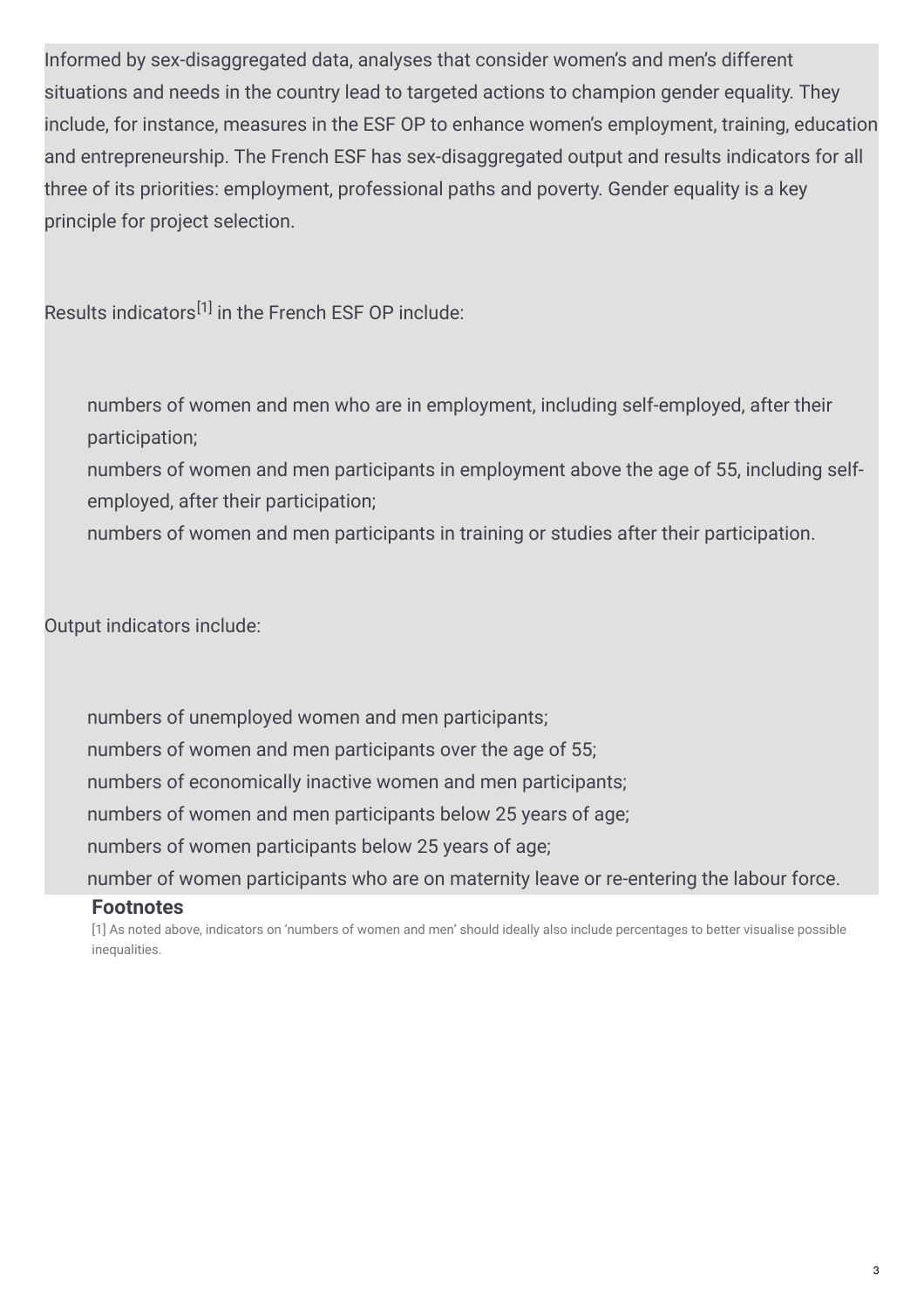Informed by sex-disaggregated data, analyses that consider women's and men's different situations and needs in the country lead to targeted actions to champion gender equality. They include, for instance, measures in the ESF OP to enhance women's employment, training, education and entrepreneurship. The French ESF has sex-disaggregated output and results indicators for all three of its priorities: employment, professional paths and poverty. Gender equality is a key principle for project selection.

Results indicators[1] in the French ESF OP include:

- numbers of women and men who are in employment, including self-employed, after their participation;
- numbers of women and men participants in employment above the age of 55, including self-employed, after their participation;
- numbers of women and men participants in training or studies after their participation.

Output indicators include:

- numbers of unemployed women and men participants;
- numbers of women and men participants over the age of 55;
- numbers of economically inactive women and men participants;
- numbers of women and men participants below 25 years of age;
- numbers of women participants below 25 years of age;
- number of women participants who are on maternity leave or re-entering the labour force.

**Footnotes**

[1] As noted above, indicators on 'numbers of women and men' should ideally also include percentages to better visualise possible inequalities.